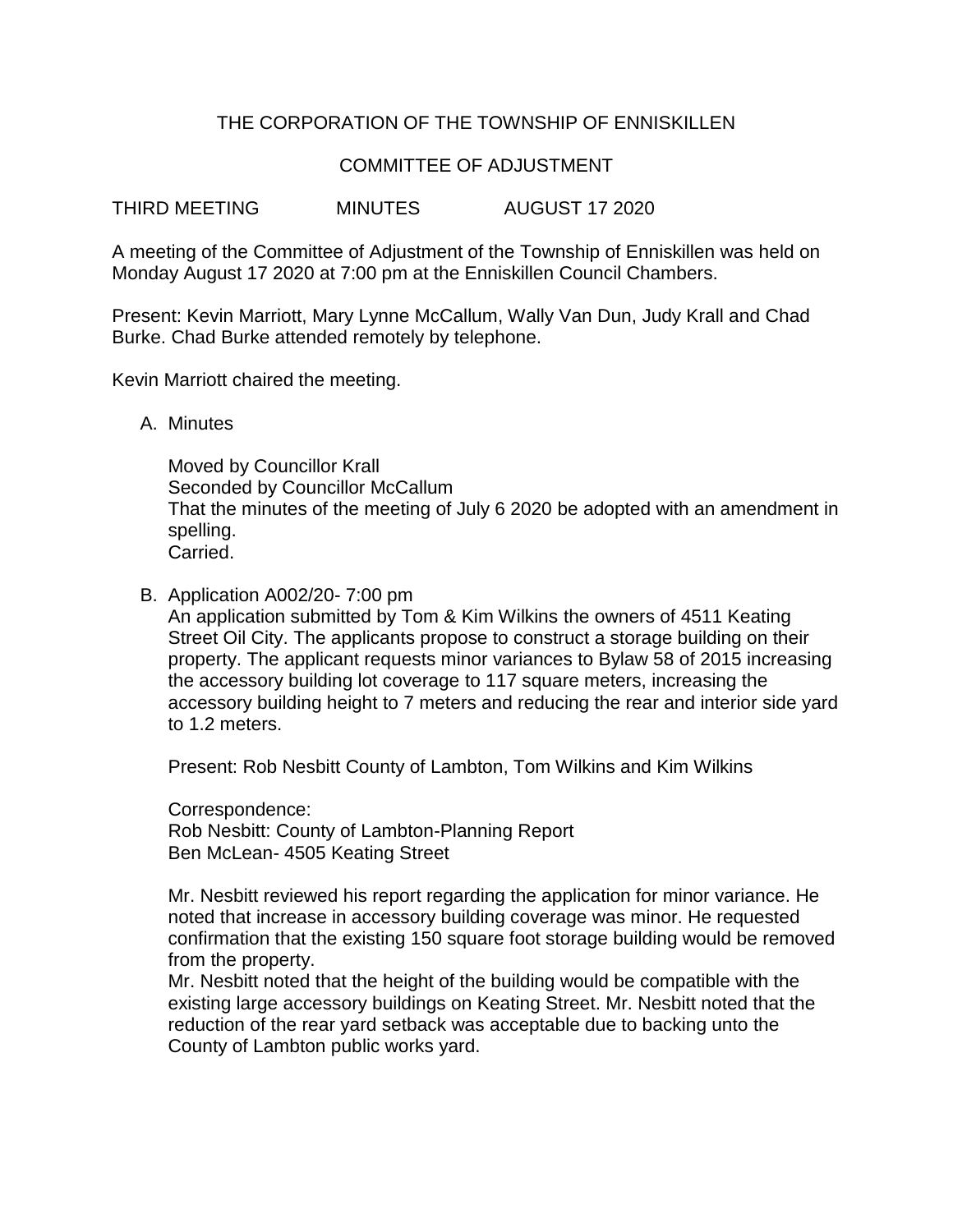# THE CORPORATION OF THE TOWNSHIP OF ENNISKILLEN

## COMMITTEE OF ADJUSTMENT

THIRD MEETING MINUTES AUGUST 17 2020

A meeting of the Committee of Adjustment of the Township of Enniskillen was held on Monday August 17 2020 at 7:00 pm at the Enniskillen Council Chambers.

Present: Kevin Marriott, Mary Lynne McCallum, Wally Van Dun, Judy Krall and Chad Burke. Chad Burke attended remotely by telephone.

Kevin Marriott chaired the meeting.

A. Minutes

   Moved by Councillor Krall
   Seconded by Councillor McCallum
   That the minutes of the meeting of July 6 2020 be adopted with an amendment in spelling.
   Carried.

B. Application A002/20- 7:00 pm
   An application submitted by Tom & Kim Wilkins the owners of 4511 Keating Street Oil City. The applicants propose to construct a storage building on their property. The applicant requests minor variances to Bylaw 58 of 2015 increasing the accessory building lot coverage to 117 square meters, increasing the accessory building height to 7 meters and reducing the rear and interior side yard to 1.2 meters.

   Present: Rob Nesbitt County of Lambton, Tom Wilkins and Kim Wilkins

   Correspondence:
   Rob Nesbitt: County of Lambton-Planning Report
   Ben McLean- 4505 Keating Street

   Mr. Nesbitt reviewed his report regarding the application for minor variance. He noted that increase in accessory building coverage was minor. He requested confirmation that the existing 150 square foot storage building would be removed from the property.
   Mr. Nesbitt noted that the height of the building would be compatible with the existing large accessory buildings on Keating Street. Mr. Nesbitt noted that the reduction of the rear yard setback was acceptable due to backing unto the County of Lambton public works yard.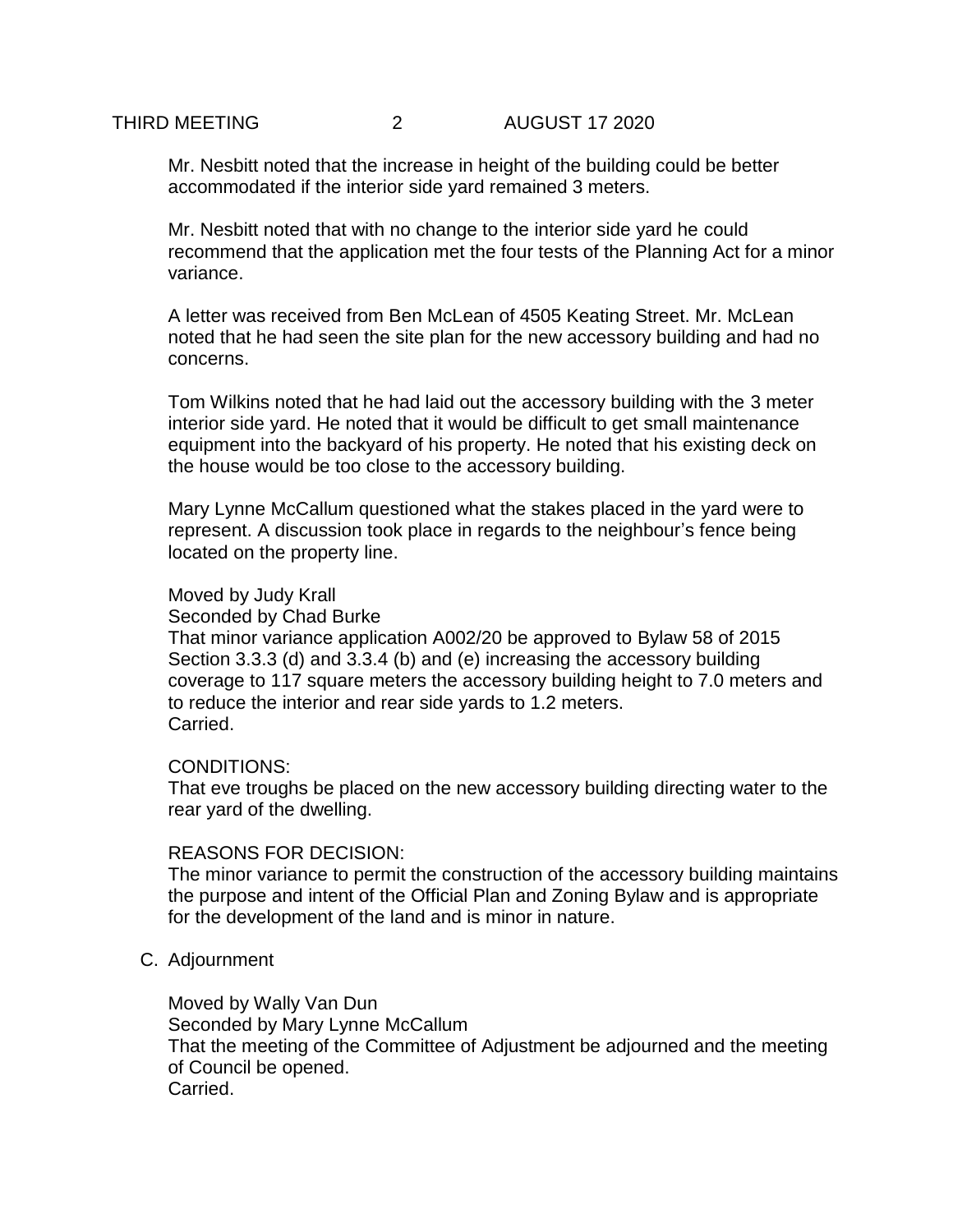Mr. Nesbitt noted that the increase in height of the building could be better accommodated if the interior side yard remained 3 meters.

Mr. Nesbitt noted that with no change to the interior side yard he could recommend that the application met the four tests of the Planning Act for a minor variance.

A letter was received from Ben McLean of 4505 Keating Street. Mr. McLean noted that he had seen the site plan for the new accessory building and had no concerns.

Tom Wilkins noted that he had laid out the accessory building with the 3 meter interior side yard. He noted that it would be difficult to get small maintenance equipment into the backyard of his property. He noted that his existing deck on the house would be too close to the accessory building.

Mary Lynne McCallum questioned what the stakes placed in the yard were to represent. A discussion took place in regards to the neighbour's fence being located on the property line.

Moved by Judy Krall
Seconded by Chad Burke
That minor variance application A002/20 be approved to Bylaw 58 of 2015 Section 3.3.3 (d) and 3.3.4 (b) and (e) increasing the accessory building coverage to 117 square meters the accessory building height to 7.0 meters and to reduce the interior and rear side yards to 1.2 meters.
Carried.

CONDITIONS:
That eve troughs be placed on the new accessory building directing water to the rear yard of the dwelling.

REASONS FOR DECISION:
The minor variance to permit the construction of the accessory building maintains the purpose and intent of the Official Plan and Zoning Bylaw and is appropriate for the development of the land and is minor in nature.

C. Adjournment

Moved by Wally Van Dun
Seconded by Mary Lynne McCallum
That the meeting of the Committee of Adjustment be adjourned and the meeting of Council be opened.
Carried.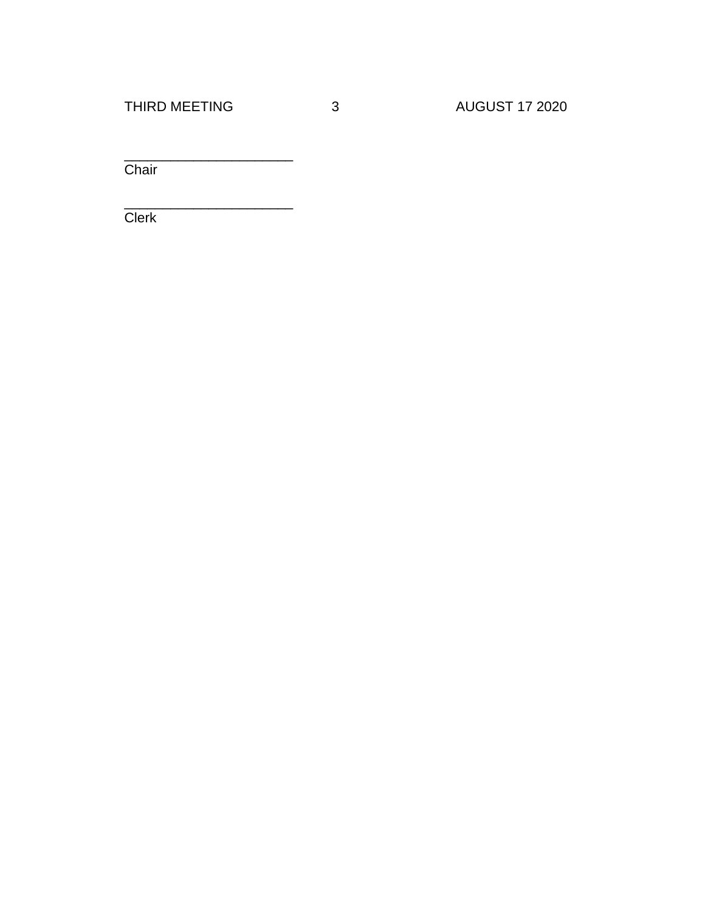\_\_\_\_\_\_\_\_\_\_\_\_\_\_\_\_\_\_\_\_\_\_\_\_
Chair

\_\_\_\_\_\_\_\_\_\_\_\_\_\_\_\_\_\_\_\_\_\_\_\_
Clerk

________________________
Chair

________________________
Clerk